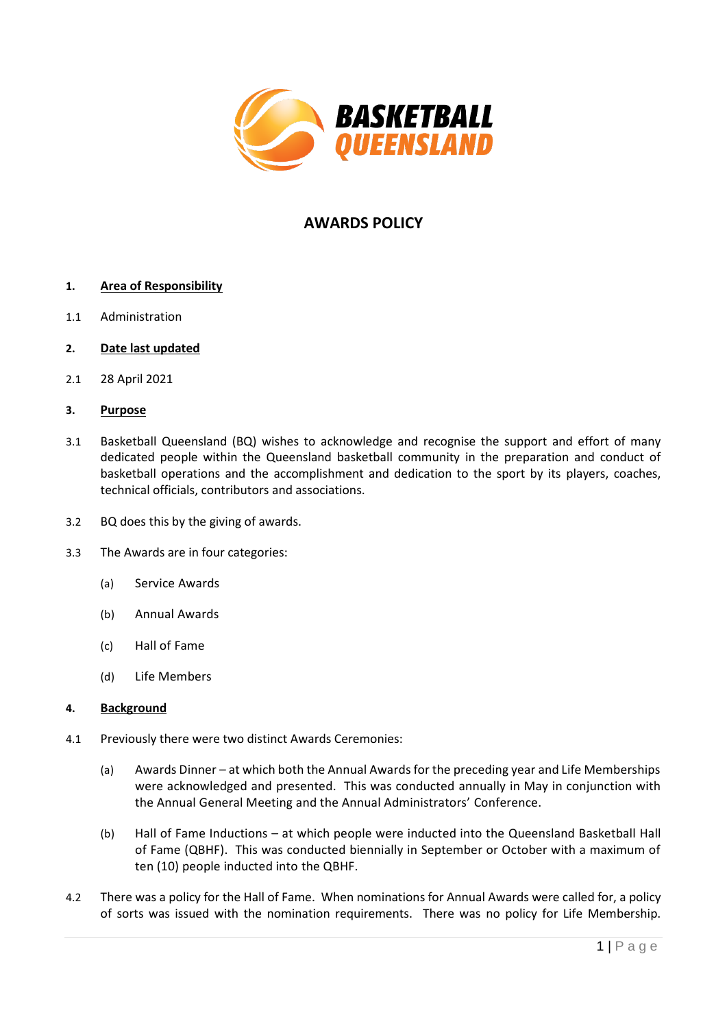BASKETBALL QUEENSLAND

# AWARDS POLICY

## 1. Area of Responsibility

1.1 Administration

## 2. Date last updated

2.1 28 April 2021

## 3. Purpose

3.1 Basketball Queensland (BQ) wishes to acknowledge and recognise the support and effort of many dedicated people within the Queensland basketball community in the preparation and conduct of basketball operations and the accomplishment and dedication to the sport by its players, coaches, technical officials, contributors and associations.

3.2 BQ does this by the giving of awards.

3.3 The Awards are in four categories:

(a) Service Awards

(b) Annual Awards

(c) Hall of Fame

(d) Life Members

## 4. Background

4.1 Previously there were two distinct Awards Ceremonies:

(a) Awards Dinner – at which both the Annual Awards for the preceding year and Life Memberships were acknowledged and presented. This was conducted annually in May in conjunction with the Annual General Meeting and the Annual Administrators' Conference.

(b) Hall of Fame Inductions – at which people were inducted into the Queensland Basketball Hall of Fame (QBHF). This was conducted biennially in September or October with a maximum of ten (10) people inducted into the QBHF.

4.2 There was a policy for the Hall of Fame. When nominations for Annual Awards were called for, a policy of sorts was issued with the nomination requirements. There was no policy for Life Membership.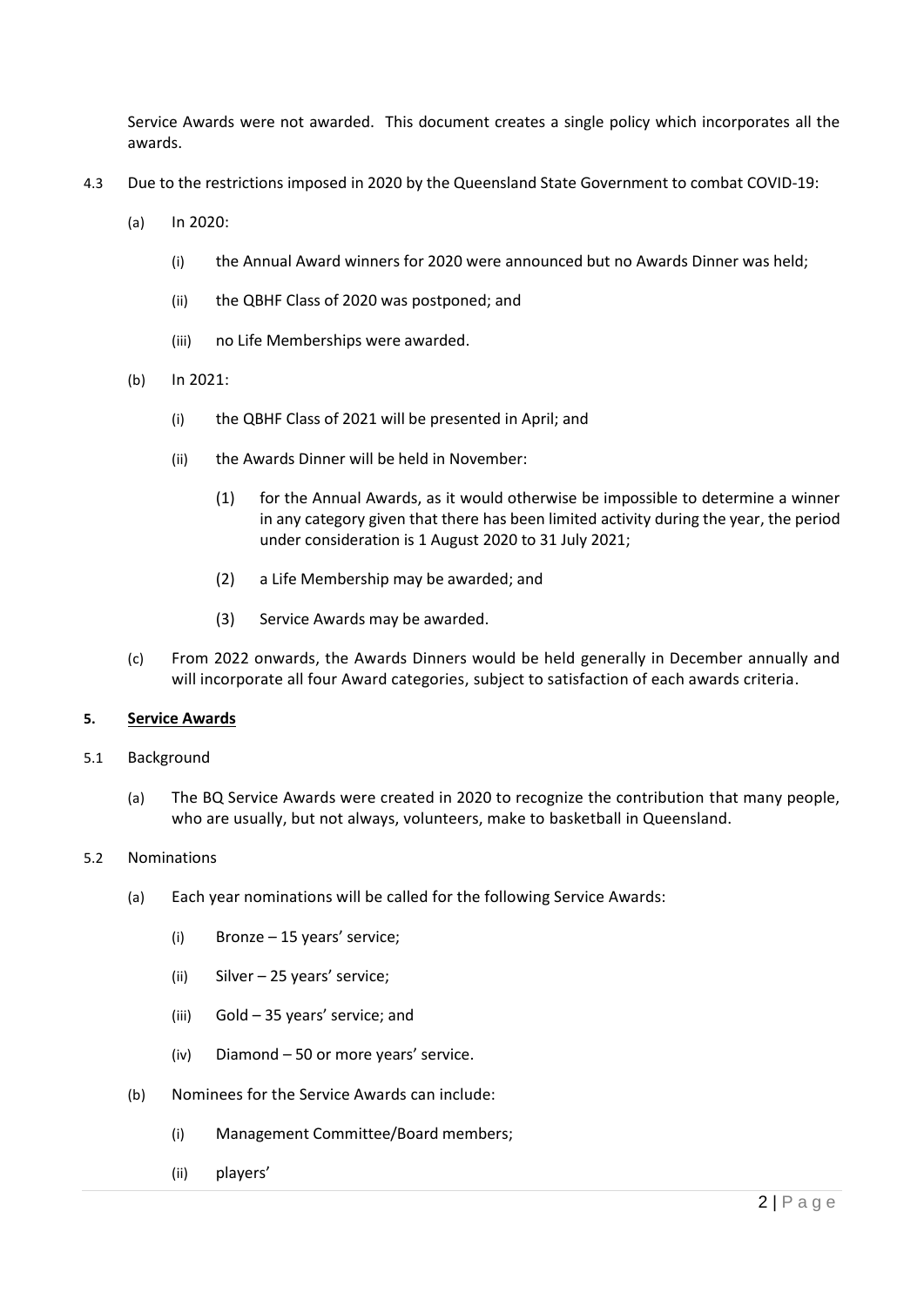Service Awards were not awarded. This document creates a single policy which incorporates all the awards.

4.3 Due to the restrictions imposed in 2020 by the Queensland State Government to combat COVID-19:

(a) In 2020:

(i) the Annual Award winners for 2020 were announced but no Awards Dinner was held;

(ii) the QBHF Class of 2020 was postponed; and

(iii) no Life Memberships were awarded.

(b) In 2021:

(i) the QBHF Class of 2021 will be presented in April; and

(ii) the Awards Dinner will be held in November:

(1) for the Annual Awards, as it would otherwise be impossible to determine a winner in any category given that there has been limited activity during the year, the period under consideration is 1 August 2020 to 31 July 2021;

(2) a Life Membership may be awarded; and

(3) Service Awards may be awarded.

(c) From 2022 onwards, the Awards Dinners would be held generally in December annually and will incorporate all four Award categories, subject to satisfaction of each awards criteria.

## 5. <u>Service Awards</u>

5.1 Background

(a) The BQ Service Awards were created in 2020 to recognize the contribution that many people, who are usually, but not always, volunteers, make to basketball in Queensland.

5.2 Nominations

(a) Each year nominations will be called for the following Service Awards:

(i) Bronze – 15 years' service;

(ii) Silver – 25 years' service;

(iii) Gold – 35 years' service; and

(iv) Diamond – 50 or more years' service.

(b) Nominees for the Service Awards can include:

(i) Management Committee/Board members;

(ii) players'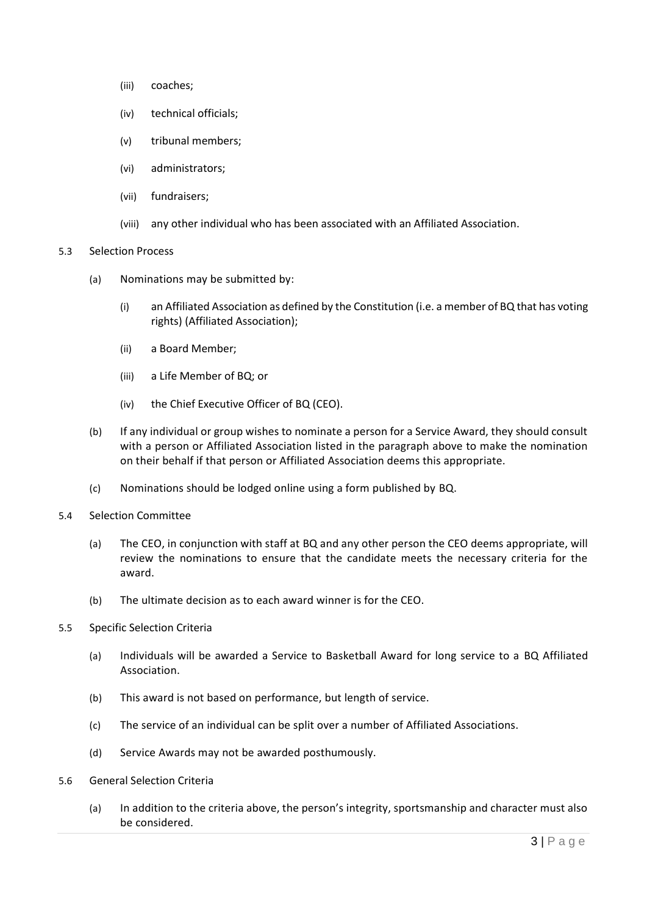(iii) coaches;

(iv) technical officials;

(v) tribunal members;

(vi) administrators;

(vii) fundraisers;

(viii) any other individual who has been associated with an Affiliated Association.

5.3 Selection Process

(a) Nominations may be submitted by:

(i) an Affiliated Association as defined by the Constitution (i.e. a member of BQ that has voting rights) (Affiliated Association);

(ii) a Board Member;

(iii) a Life Member of BQ; or

(iv) the Chief Executive Officer of BQ (CEO).

(b) If any individual or group wishes to nominate a person for a Service Award, they should consult with a person or Affiliated Association listed in the paragraph above to make the nomination on their behalf if that person or Affiliated Association deems this appropriate.

(c) Nominations should be lodged online using a form published by BQ.

5.4 Selection Committee

(a) The CEO, in conjunction with staff at BQ and any other person the CEO deems appropriate, will review the nominations to ensure that the candidate meets the necessary criteria for the award.

(b) The ultimate decision as to each award winner is for the CEO.

5.5 Specific Selection Criteria

(a) Individuals will be awarded a Service to Basketball Award for long service to a BQ Affiliated Association.

(b) This award is not based on performance, but length of service.

(c) The service of an individual can be split over a number of Affiliated Associations.

(d) Service Awards may not be awarded posthumously.

5.6 General Selection Criteria

(a) In addition to the criteria above, the person's integrity, sportsmanship and character must also be considered.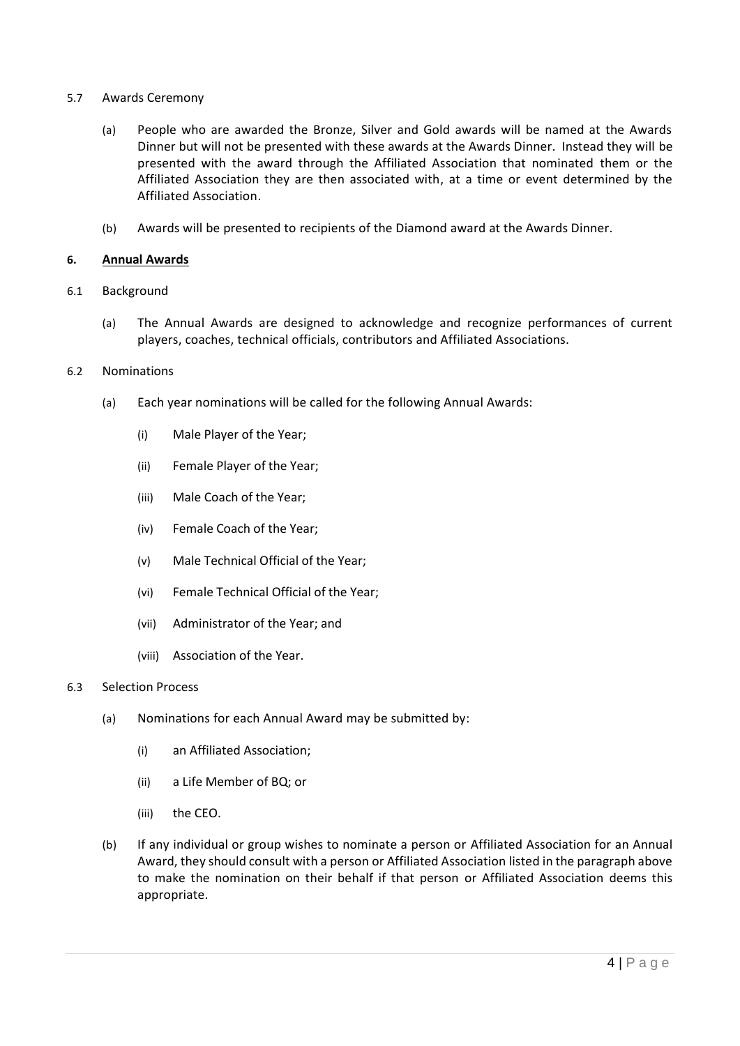5.7 Awards Ceremony

(a) People who are awarded the Bronze, Silver and Gold awards will be named at the Awards Dinner but will not be presented with these awards at the Awards Dinner. Instead they will be presented with the award through the Affiliated Association that nominated them or the Affiliated Association they are then associated with, at a time or event determined by the Affiliated Association.

(b) Awards will be presented to recipients of the Diamond award at the Awards Dinner.

## 6. <u>Annual Awards</u>

6.1 Background

(a) The Annual Awards are designed to acknowledge and recognize performances of current players, coaches, technical officials, contributors and Affiliated Associations.

6.2 Nominations

(a) Each year nominations will be called for the following Annual Awards:

(i) Male Player of the Year;

(ii) Female Player of the Year;

(iii) Male Coach of the Year;

(iv) Female Coach of the Year;

(v) Male Technical Official of the Year;

(vi) Female Technical Official of the Year;

(vii) Administrator of the Year; and

(viii) Association of the Year.

6.3 Selection Process

(a) Nominations for each Annual Award may be submitted by:

(i) an Affiliated Association;

(ii) a Life Member of BQ; or

(iii) the CEO.

(b) If any individual or group wishes to nominate a person or Affiliated Association for an Annual Award, they should consult with a person or Affiliated Association listed in the paragraph above to make the nomination on their behalf if that person or Affiliated Association deems this appropriate.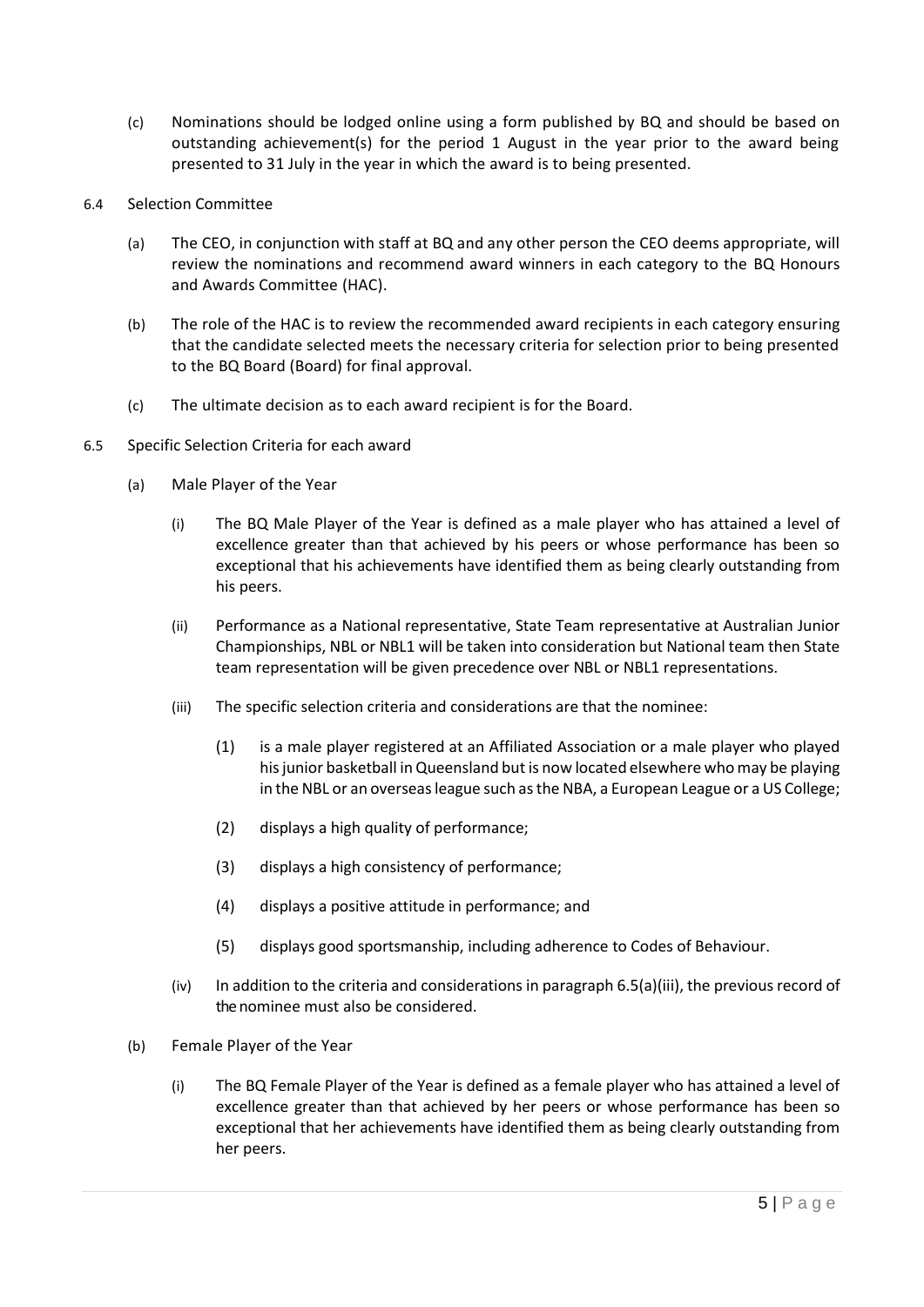(c) Nominations should be lodged online using a form published by BQ and should be based on outstanding achievement(s) for the period 1 August in the year prior to the award being presented to 31 July in the year in which the award is to being presented.

6.4 Selection Committee

(a) The CEO, in conjunction with staff at BQ and any other person the CEO deems appropriate, will review the nominations and recommend award winners in each category to the BQ Honours and Awards Committee (HAC).

(b) The role of the HAC is to review the recommended award recipients in each category ensuring that the candidate selected meets the necessary criteria for selection prior to being presented to the BQ Board (Board) for final approval.

(c) The ultimate decision as to each award recipient is for the Board.

6.5 Specific Selection Criteria for each award

(a) Male Player of the Year

(i) The BQ Male Player of the Year is defined as a male player who has attained a level of excellence greater than that achieved by his peers or whose performance has been so exceptional that his achievements have identified them as being clearly outstanding from his peers.

(ii) Performance as a National representative, State Team representative at Australian Junior Championships, NBL or NBL1 will be taken into consideration but National team then State team representation will be given precedence over NBL or NBL1 representations.

(iii) The specific selection criteria and considerations are that the nominee:

(1) is a male player registered at an Affiliated Association or a male player who played his junior basketball in Queensland but is now located elsewhere who may be playing in the NBL or an overseas league such as the NBA, a European League or a US College;

(2) displays a high quality of performance;

(3) displays a high consistency of performance;

(4) displays a positive attitude in performance; and

(5) displays good sportsmanship, including adherence to Codes of Behaviour.

(iv) In addition to the criteria and considerations in paragraph 6.5(a)(iii), the previous record of the nominee must also be considered.

(b) Female Player of the Year

(i) The BQ Female Player of the Year is defined as a female player who has attained a level of excellence greater than that achieved by her peers or whose performance has been so exceptional that her achievements have identified them as being clearly outstanding from her peers.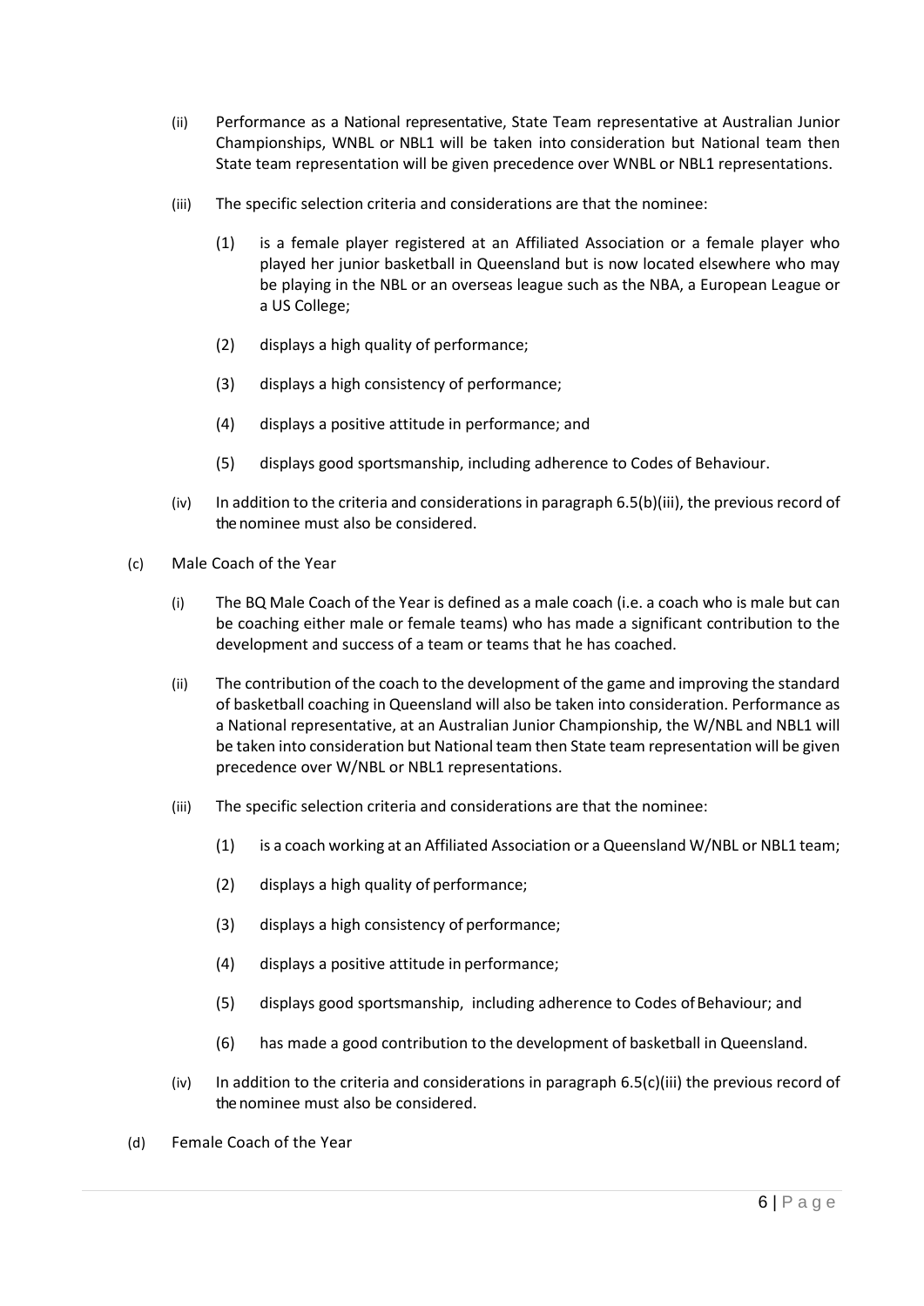(ii) Performance as a National representative, State Team representative at Australian Junior Championships, WNBL or NBL1 will be taken into consideration but National team then State team representation will be given precedence over WNBL or NBL1 representations.

(iii) The specific selection criteria and considerations are that the nominee:

(1) is a female player registered at an Affiliated Association or a female player who played her junior basketball in Queensland but is now located elsewhere who may be playing in the NBL or an overseas league such as the NBA, a European League or a US College;

(2) displays a high quality of performance;

(3) displays a high consistency of performance;

(4) displays a positive attitude in performance; and

(5) displays good sportsmanship, including adherence to Codes of Behaviour.

(iv) In addition to the criteria and considerations in paragraph 6.5(b)(iii), the previous record of the nominee must also be considered.

(c) Male Coach of the Year

(i) The BQ Male Coach of the Year is defined as a male coach (i.e. a coach who is male but can be coaching either male or female teams) who has made a significant contribution to the development and success of a team or teams that he has coached.

(ii) The contribution of the coach to the development of the game and improving the standard of basketball coaching in Queensland will also be taken into consideration. Performance as a National representative, at an Australian Junior Championship, the W/NBL and NBL1 will be taken into consideration but National team then State team representation will be given precedence over W/NBL or NBL1 representations.

(iii) The specific selection criteria and considerations are that the nominee:

(1) is a coach working at an Affiliated Association or a Queensland W/NBL or NBL1 team;

(2) displays a high quality of performance;

(3) displays a high consistency of performance;

(4) displays a positive attitude in performance;

(5) displays good sportsmanship, including adherence to Codes of Behaviour; and

(6) has made a good contribution to the development of basketball in Queensland.

(iv) In addition to the criteria and considerations in paragraph 6.5(c)(iii) the previous record of the nominee must also be considered.

(d) Female Coach of the Year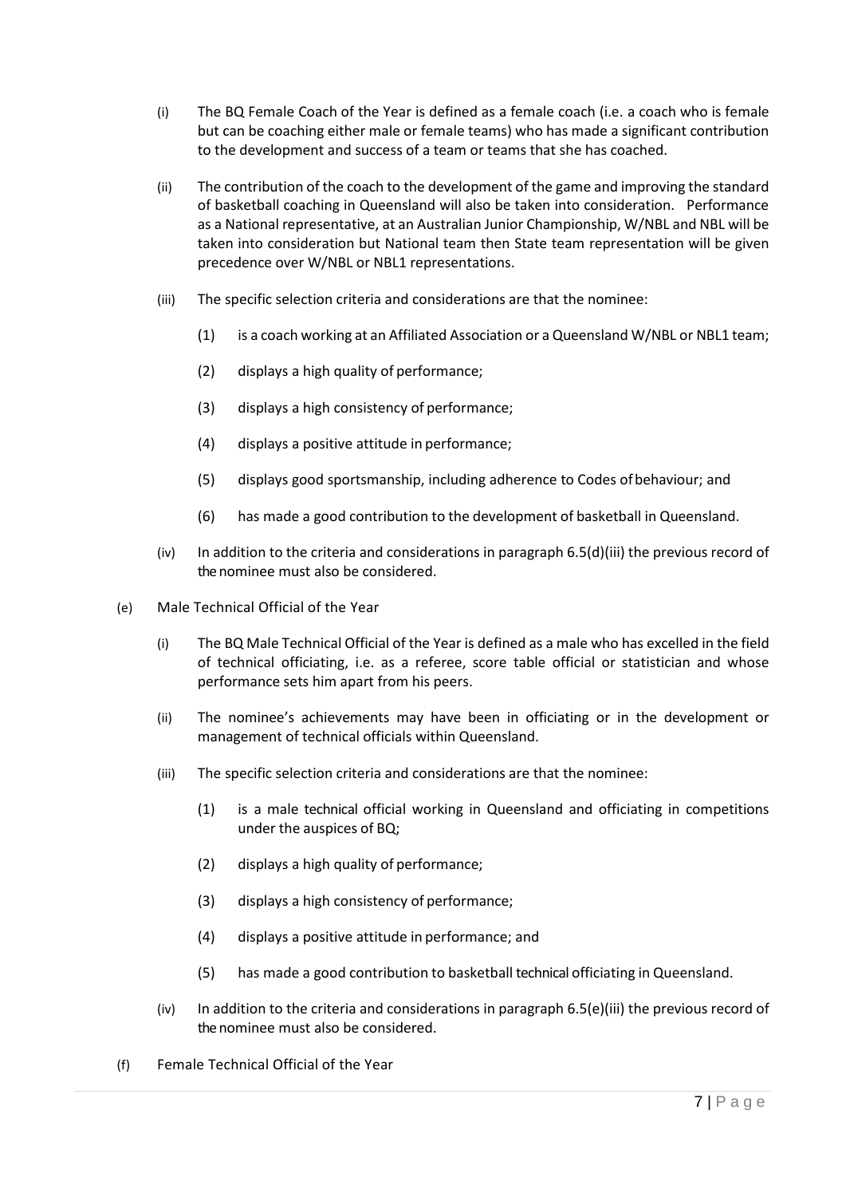(i) The BQ Female Coach of the Year is defined as a female coach (i.e. a coach who is female but can be coaching either male or female teams) who has made a significant contribution to the development and success of a team or teams that she has coached.

(ii) The contribution of the coach to the development of the game and improving the standard of basketball coaching in Queensland will also be taken into consideration. Performance as a National representative, at an Australian Junior Championship, W/NBL and NBL will be taken into consideration but National team then State team representation will be given precedence over W/NBL or NBL1 representations.

(iii) The specific selection criteria and considerations are that the nominee:

(1) is a coach working at an Affiliated Association or a Queensland W/NBL or NBL1 team;

(2) displays a high quality of performance;

(3) displays a high consistency of performance;

(4) displays a positive attitude in performance;

(5) displays good sportsmanship, including adherence to Codes of behaviour; and

(6) has made a good contribution to the development of basketball in Queensland.

(iv) In addition to the criteria and considerations in paragraph 6.5(d)(iii) the previous record of the nominee must also be considered.

(e) Male Technical Official of the Year

(i) The BQ Male Technical Official of the Year is defined as a male who has excelled in the field of technical officiating, i.e. as a referee, score table official or statistician and whose performance sets him apart from his peers.

(ii) The nominee's achievements may have been in officiating or in the development or management of technical officials within Queensland.

(iii) The specific selection criteria and considerations are that the nominee:

(1) is a male technical official working in Queensland and officiating in competitions under the auspices of BQ;

(2) displays a high quality of performance;

(3) displays a high consistency of performance;

(4) displays a positive attitude in performance; and

(5) has made a good contribution to basketball technical officiating in Queensland.

(iv) In addition to the criteria and considerations in paragraph 6.5(e)(iii) the previous record of the nominee must also be considered.

(f) Female Technical Official of the Year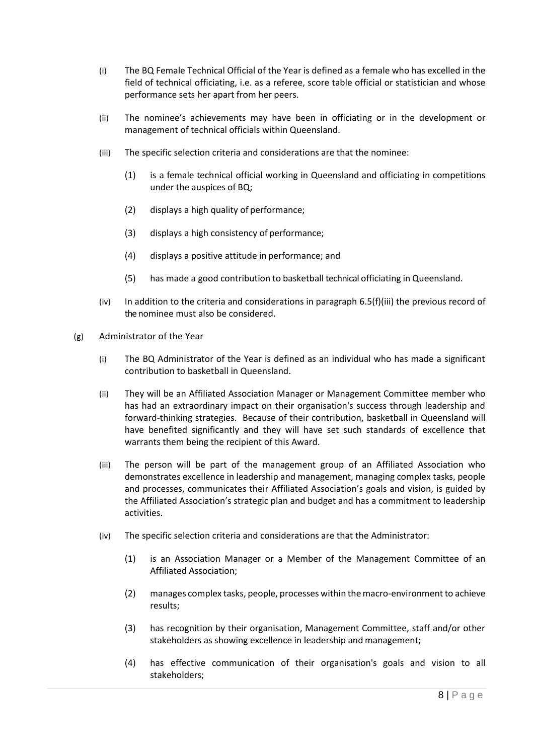(i) The BQ Female Technical Official of the Year is defined as a female who has excelled in the field of technical officiating, i.e. as a referee, score table official or statistician and whose performance sets her apart from her peers.

(ii) The nominee's achievements may have been in officiating or in the development or management of technical officials within Queensland.

(iii) The specific selection criteria and considerations are that the nominee:

(1) is a female technical official working in Queensland and officiating in competitions under the auspices of BQ;

(2) displays a high quality of performance;

(3) displays a high consistency of performance;

(4) displays a positive attitude in performance; and

(5) has made a good contribution to basketball technical officiating in Queensland.

(iv) In addition to the criteria and considerations in paragraph 6.5(f)(iii) the previous record of the nominee must also be considered.

(g) Administrator of the Year

(i) The BQ Administrator of the Year is defined as an individual who has made a significant contribution to basketball in Queensland.

(ii) They will be an Affiliated Association Manager or Management Committee member who has had an extraordinary impact on their organisation's success through leadership and forward-thinking strategies. Because of their contribution, basketball in Queensland will have benefited significantly and they will have set such standards of excellence that warrants them being the recipient of this Award.

(iii) The person will be part of the management group of an Affiliated Association who demonstrates excellence in leadership and management, managing complex tasks, people and processes, communicates their Affiliated Association's goals and vision, is guided by the Affiliated Association's strategic plan and budget and has a commitment to leadership activities.

(iv) The specific selection criteria and considerations are that the Administrator:

(1) is an Association Manager or a Member of the Management Committee of an Affiliated Association;

(2) manages complex tasks, people, processes within the macro-environment to achieve results;

(3) has recognition by their organisation, Management Committee, staff and/or other stakeholders as showing excellence in leadership and management;

(4) has effective communication of their organisation's goals and vision to all stakeholders;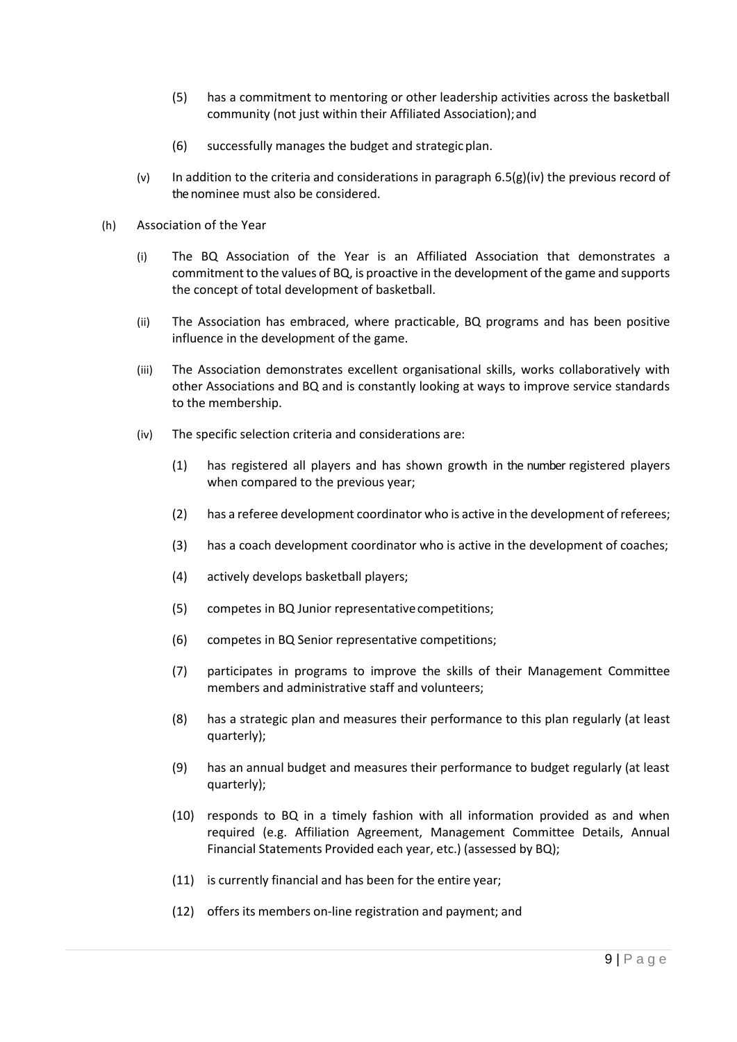(5) has a commitment to mentoring or other leadership activities across the basketball community (not just within their Affiliated Association); and

(6) successfully manages the budget and strategic plan.

(v) In addition to the criteria and considerations in paragraph 6.5(g)(iv) the previous record of the nominee must also be considered.

(h) Association of the Year

(i) The BQ Association of the Year is an Affiliated Association that demonstrates a commitment to the values of BQ, is proactive in the development of the game and supports the concept of total development of basketball.

(ii) The Association has embraced, where practicable, BQ programs and has been positive influence in the development of the game.

(iii) The Association demonstrates excellent organisational skills, works collaboratively with other Associations and BQ and is constantly looking at ways to improve service standards to the membership.

(iv) The specific selection criteria and considerations are:

(1) has registered all players and has shown growth in the number registered players when compared to the previous year;

(2) has a referee development coordinator who is active in the development of referees;

(3) has a coach development coordinator who is active in the development of coaches;

(4) actively develops basketball players;

(5) competes in BQ Junior representative competitions;

(6) competes in BQ Senior representative competitions;

(7) participates in programs to improve the skills of their Management Committee members and administrative staff and volunteers;

(8) has a strategic plan and measures their performance to this plan regularly (at least quarterly);

(9) has an annual budget and measures their performance to budget regularly (at least quarterly);

(10) responds to BQ in a timely fashion with all information provided as and when required (e.g. Affiliation Agreement, Management Committee Details, Annual Financial Statements Provided each year, etc.) (assessed by BQ);

(11) is currently financial and has been for the entire year;

(12) offers its members on-line registration and payment; and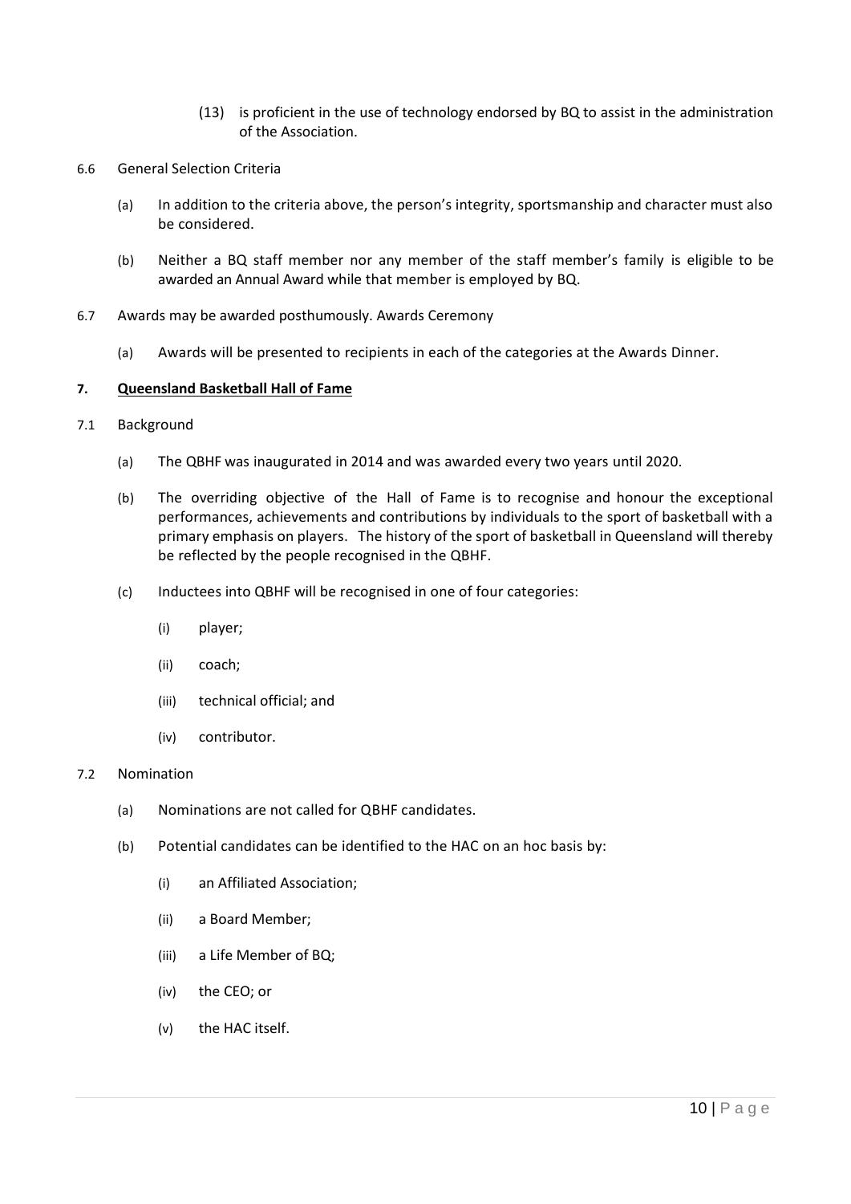(13) is proficient in the use of technology endorsed by BQ to assist in the administration of the Association.

6.6 General Selection Criteria

(a) In addition to the criteria above, the person's integrity, sportsmanship and character must also be considered.

(b) Neither a BQ staff member nor any member of the staff member's family is eligible to be awarded an Annual Award while that member is employed by BQ.

6.7 Awards may be awarded posthumously. Awards Ceremony

(a) Awards will be presented to recipients in each of the categories at the Awards Dinner.

## 7. Queensland Basketball Hall of Fame

7.1 Background

(a) The QBHF was inaugurated in 2014 and was awarded every two years until 2020.

(b) The overriding objective of the Hall of Fame is to recognise and honour the exceptional performances, achievements and contributions by individuals to the sport of basketball with a primary emphasis on players. The history of the sport of basketball in Queensland will thereby be reflected by the people recognised in the QBHF.

(c) Inductees into QBHF will be recognised in one of four categories:

(i) player;

(ii) coach;

(iii) technical official; and

(iv) contributor.

7.2 Nomination

(a) Nominations are not called for QBHF candidates.

(b) Potential candidates can be identified to the HAC on an hoc basis by:

(i) an Affiliated Association;

(ii) a Board Member;

(iii) a Life Member of BQ;

(iv) the CEO; or

(v) the HAC itself.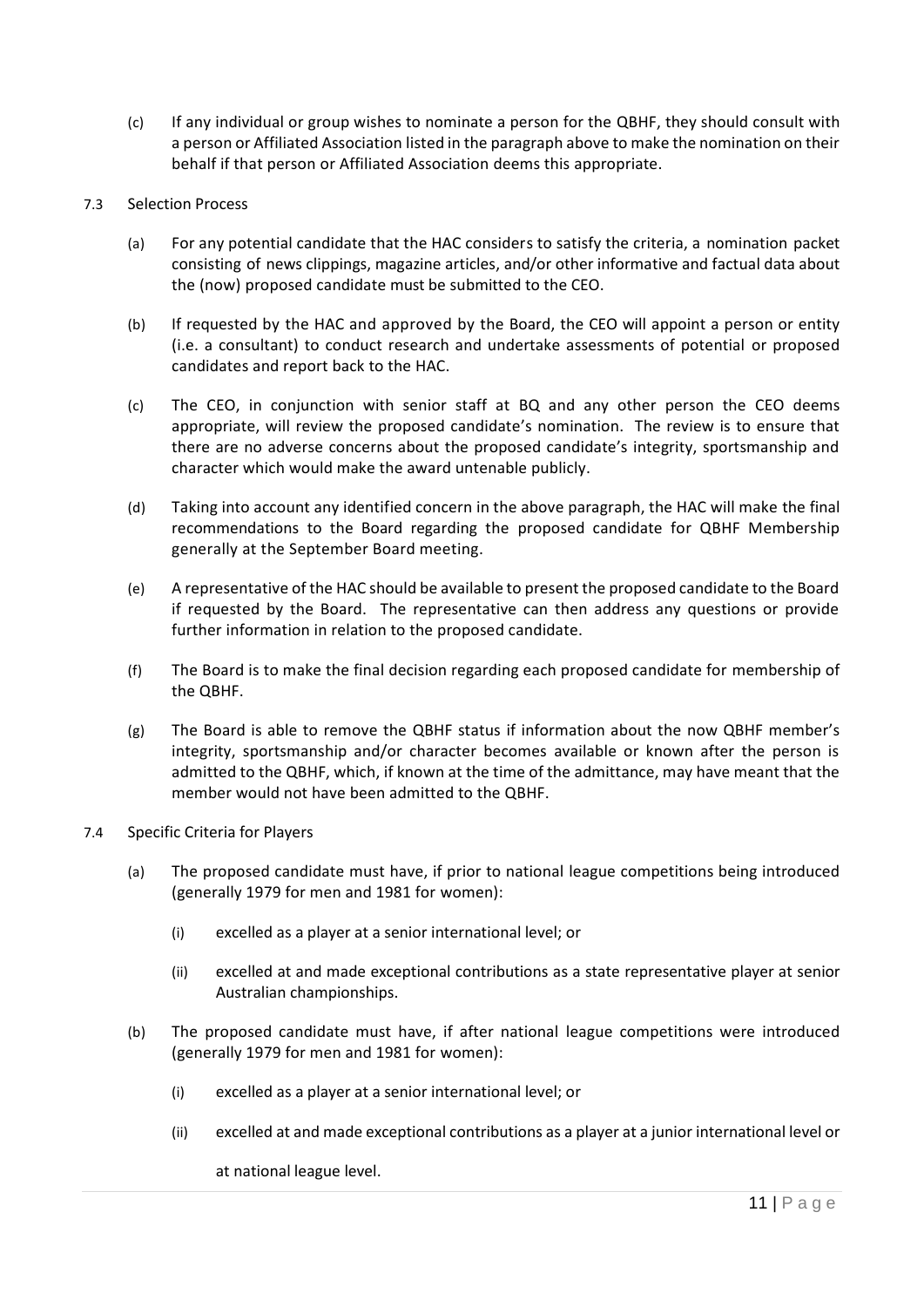(c) If any individual or group wishes to nominate a person for the QBHF, they should consult with a person or Affiliated Association listed in the paragraph above to make the nomination on their behalf if that person or Affiliated Association deems this appropriate.

7.3 Selection Process

(a) For any potential candidate that the HAC considers to satisfy the criteria, a nomination packet consisting of news clippings, magazine articles, and/or other informative and factual data about the (now) proposed candidate must be submitted to the CEO.

(b) If requested by the HAC and approved by the Board, the CEO will appoint a person or entity (i.e. a consultant) to conduct research and undertake assessments of potential or proposed candidates and report back to the HAC.

(c) The CEO, in conjunction with senior staff at BQ and any other person the CEO deems appropriate, will review the proposed candidate's nomination. The review is to ensure that there are no adverse concerns about the proposed candidate's integrity, sportsmanship and character which would make the award untenable publicly.

(d) Taking into account any identified concern in the above paragraph, the HAC will make the final recommendations to the Board regarding the proposed candidate for QBHF Membership generally at the September Board meeting.

(e) A representative of the HAC should be available to present the proposed candidate to the Board if requested by the Board. The representative can then address any questions or provide further information in relation to the proposed candidate.

(f) The Board is to make the final decision regarding each proposed candidate for membership of the QBHF.

(g) The Board is able to remove the QBHF status if information about the now QBHF member's integrity, sportsmanship and/or character becomes available or known after the person is admitted to the QBHF, which, if known at the time of the admittance, may have meant that the member would not have been admitted to the QBHF.

7.4 Specific Criteria for Players

(a) The proposed candidate must have, if prior to national league competitions being introduced (generally 1979 for men and 1981 for women):

   (i) excelled as a player at a senior international level; or

   (ii) excelled at and made exceptional contributions as a state representative player at senior Australian championships.

(b) The proposed candidate must have, if after national league competitions were introduced (generally 1979 for men and 1981 for women):

   (i) excelled as a player at a senior international level; or

   (ii) excelled at and made exceptional contributions as a player at a junior international level or at national league level.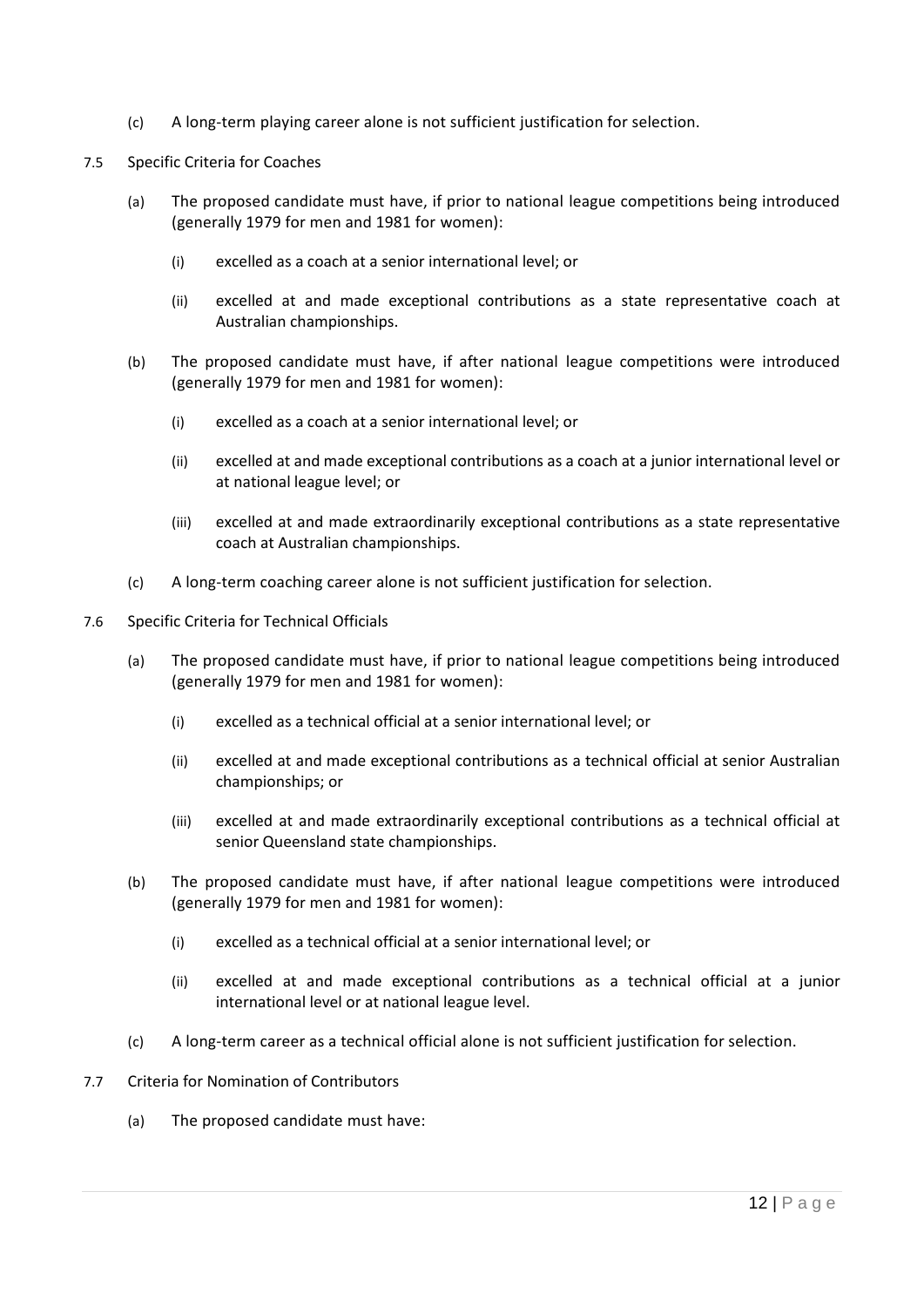(c) A long-term playing career alone is not sufficient justification for selection.

7.5 Specific Criteria for Coaches

(a) The proposed candidate must have, if prior to national league competitions being introduced (generally 1979 for men and 1981 for women):

(i) excelled as a coach at a senior international level; or

(ii) excelled at and made exceptional contributions as a state representative coach at Australian championships.

(b) The proposed candidate must have, if after national league competitions were introduced (generally 1979 for men and 1981 for women):

(i) excelled as a coach at a senior international level; or

(ii) excelled at and made exceptional contributions as a coach at a junior international level or at national league level; or

(iii) excelled at and made extraordinarily exceptional contributions as a state representative coach at Australian championships.

(c) A long-term coaching career alone is not sufficient justification for selection.

7.6 Specific Criteria for Technical Officials

(a) The proposed candidate must have, if prior to national league competitions being introduced (generally 1979 for men and 1981 for women):

(i) excelled as a technical official at a senior international level; or

(ii) excelled at and made exceptional contributions as a technical official at senior Australian championships; or

(iii) excelled at and made extraordinarily exceptional contributions as a technical official at senior Queensland state championships.

(b) The proposed candidate must have, if after national league competitions were introduced (generally 1979 for men and 1981 for women):

(i) excelled as a technical official at a senior international level; or

(ii) excelled at and made exceptional contributions as a technical official at a junior international level or at national league level.

(c) A long-term career as a technical official alone is not sufficient justification for selection.

7.7 Criteria for Nomination of Contributors

(a) The proposed candidate must have: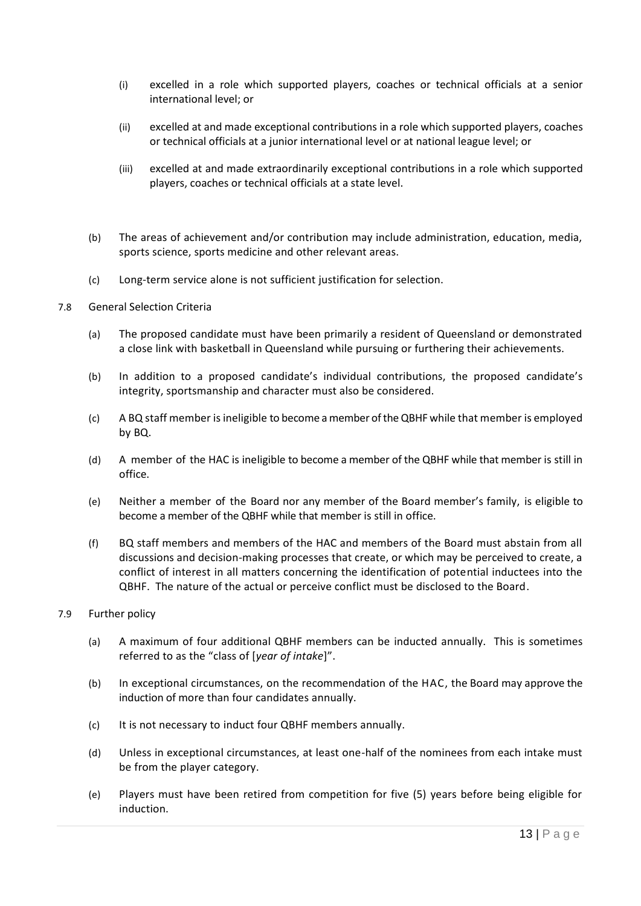(i) excelled in a role which supported players, coaches or technical officials at a senior international level; or

(ii) excelled at and made exceptional contributions in a role which supported players, coaches or technical officials at a junior international level or at national league level; or

(iii) excelled at and made extraordinarily exceptional contributions in a role which supported players, coaches or technical officials at a state level.

(b) The areas of achievement and/or contribution may include administration, education, media, sports science, sports medicine and other relevant areas.

(c) Long-term service alone is not sufficient justification for selection.

7.8 General Selection Criteria

(a) The proposed candidate must have been primarily a resident of Queensland or demonstrated a close link with basketball in Queensland while pursuing or furthering their achievements.

(b) In addition to a proposed candidate's individual contributions, the proposed candidate's integrity, sportsmanship and character must also be considered.

(c) A BQ staff member is ineligible to become a member of the QBHF while that member is employed by BQ.

(d) A member of the HAC is ineligible to become a member of the QBHF while that member is still in office.

(e) Neither a member of the Board nor any member of the Board member's family, is eligible to become a member of the QBHF while that member is still in office.

(f) BQ staff members and members of the HAC and members of the Board must abstain from all discussions and decision-making processes that create, or which may be perceived to create, a conflict of interest in all matters concerning the identification of potential inductees into the QBHF. The nature of the actual or perceive conflict must be disclosed to the Board.

7.9 Further policy

(a) A maximum of four additional QBHF members can be inducted annually. This is sometimes referred to as the "class of [*year of intake*]".

(b) In exceptional circumstances, on the recommendation of the HAC, the Board may approve the induction of more than four candidates annually.

(c) It is not necessary to induct four QBHF members annually.

(d) Unless in exceptional circumstances, at least one-half of the nominees from each intake must be from the player category.

(e) Players must have been retired from competition for five (5) years before being eligible for induction.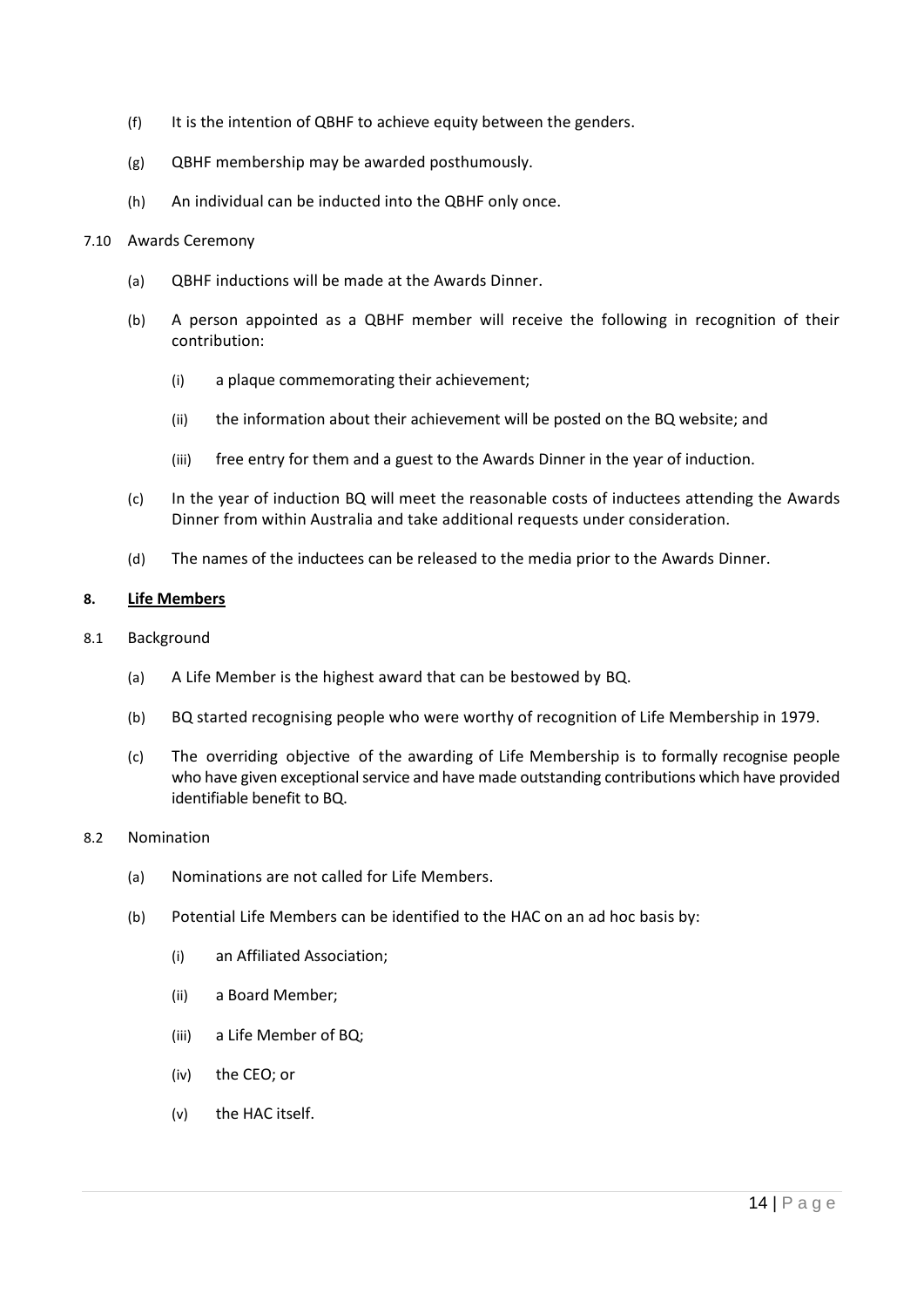(f) It is the intention of QBHF to achieve equity between the genders.

(g) QBHF membership may be awarded posthumously.

(h) An individual can be inducted into the QBHF only once.

7.10 Awards Ceremony

(a) QBHF inductions will be made at the Awards Dinner.

(b) A person appointed as a QBHF member will receive the following in recognition of their contribution:

(i) a plaque commemorating their achievement;

(ii) the information about their achievement will be posted on the BQ website; and

(iii) free entry for them and a guest to the Awards Dinner in the year of induction.

(c) In the year of induction BQ will meet the reasonable costs of inductees attending the Awards Dinner from within Australia and take additional requests under consideration.

(d) The names of the inductees can be released to the media prior to the Awards Dinner.

**8. <u>Life Members</u>**

8.1 Background

(a) A Life Member is the highest award that can be bestowed by BQ.

(b) BQ started recognising people who were worthy of recognition of Life Membership in 1979.

(c) The overriding objective of the awarding of Life Membership is to formally recognise people who have given exceptional service and have made outstanding contributions which have provided identifiable benefit to BQ.

8.2 Nomination

(a) Nominations are not called for Life Members.

(b) Potential Life Members can be identified to the HAC on an ad hoc basis by:

(i) an Affiliated Association;

(ii) a Board Member;

(iii) a Life Member of BQ;

(iv) the CEO; or

(v) the HAC itself.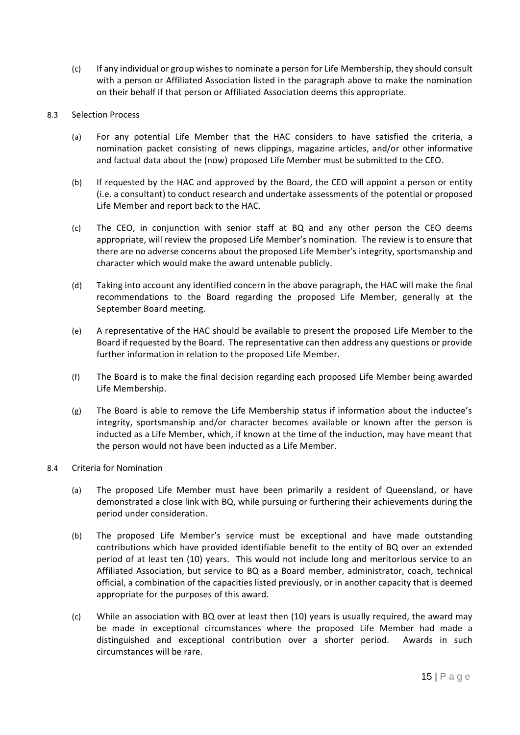(c) If any individual or group wishes to nominate a person for Life Membership, they should consult with a person or Affiliated Association listed in the paragraph above to make the nomination on their behalf if that person or Affiliated Association deems this appropriate.

8.3 Selection Process

(a) For any potential Life Member that the HAC considers to have satisfied the criteria, a nomination packet consisting of news clippings, magazine articles, and/or other informative and factual data about the (now) proposed Life Member must be submitted to the CEO.

(b) If requested by the HAC and approved by the Board, the CEO will appoint a person or entity (i.e. a consultant) to conduct research and undertake assessments of the potential or proposed Life Member and report back to the HAC.

(c) The CEO, in conjunction with senior staff at BQ and any other person the CEO deems appropriate, will review the proposed Life Member's nomination. The review is to ensure that there are no adverse concerns about the proposed Life Member's integrity, sportsmanship and character which would make the award untenable publicly.

(d) Taking into account any identified concern in the above paragraph, the HAC will make the final recommendations to the Board regarding the proposed Life Member, generally at the September Board meeting.

(e) A representative of the HAC should be available to present the proposed Life Member to the Board if requested by the Board. The representative can then address any questions or provide further information in relation to the proposed Life Member.

(f) The Board is to make the final decision regarding each proposed Life Member being awarded Life Membership.

(g) The Board is able to remove the Life Membership status if information about the inductee's integrity, sportsmanship and/or character becomes available or known after the person is inducted as a Life Member, which, if known at the time of the induction, may have meant that the person would not have been inducted as a Life Member.

8.4 Criteria for Nomination

(a) The proposed Life Member must have been primarily a resident of Queensland, or have demonstrated a close link with BQ, while pursuing or furthering their achievements during the period under consideration.

(b) The proposed Life Member's service must be exceptional and have made outstanding contributions which have provided identifiable benefit to the entity of BQ over an extended period of at least ten (10) years. This would not include long and meritorious service to an Affiliated Association, but service to BQ as a Board member, administrator, coach, technical official, a combination of the capacities listed previously, or in another capacity that is deemed appropriate for the purposes of this award.

(c) While an association with BQ over at least then (10) years is usually required, the award may be made in exceptional circumstances where the proposed Life Member had made a distinguished and exceptional contribution over a shorter period. Awards in such circumstances will be rare.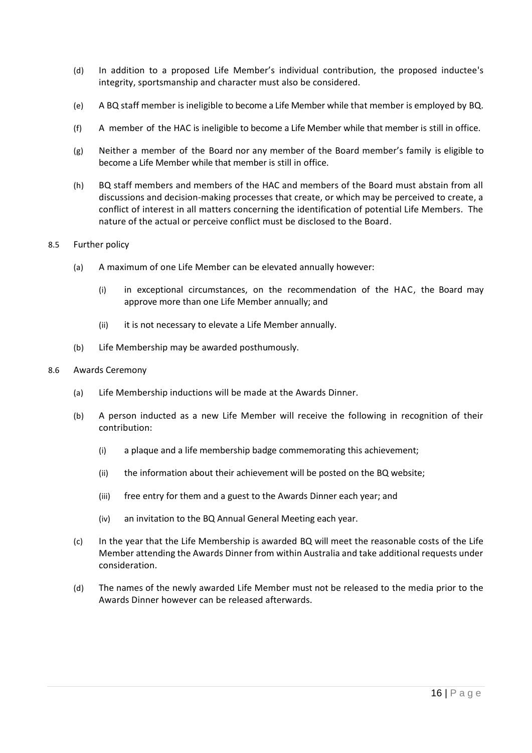(d) In addition to a proposed Life Member's individual contribution, the proposed inductee's integrity, sportsmanship and character must also be considered.

(e) A BQ staff member is ineligible to become a Life Member while that member is employed by BQ.

(f) A member of the HAC is ineligible to become a Life Member while that member is still in office.

(g) Neither a member of the Board nor any member of the Board member's family is eligible to become a Life Member while that member is still in office.

(h) BQ staff members and members of the HAC and members of the Board must abstain from all discussions and decision-making processes that create, or which may be perceived to create, a conflict of interest in all matters concerning the identification of potential Life Members. The nature of the actual or perceive conflict must be disclosed to the Board.

8.5 Further policy

(a) A maximum of one Life Member can be elevated annually however:

(i) in exceptional circumstances, on the recommendation of the HAC, the Board may approve more than one Life Member annually; and

(ii) it is not necessary to elevate a Life Member annually.

(b) Life Membership may be awarded posthumously.

8.6 Awards Ceremony

(a) Life Membership inductions will be made at the Awards Dinner.

(b) A person inducted as a new Life Member will receive the following in recognition of their contribution:

(i) a plaque and a life membership badge commemorating this achievement;

(ii) the information about their achievement will be posted on the BQ website;

(iii) free entry for them and a guest to the Awards Dinner each year; and

(iv) an invitation to the BQ Annual General Meeting each year.

(c) In the year that the Life Membership is awarded BQ will meet the reasonable costs of the Life Member attending the Awards Dinner from within Australia and take additional requests under consideration.

(d) The names of the newly awarded Life Member must not be released to the media prior to the Awards Dinner however can be released afterwards.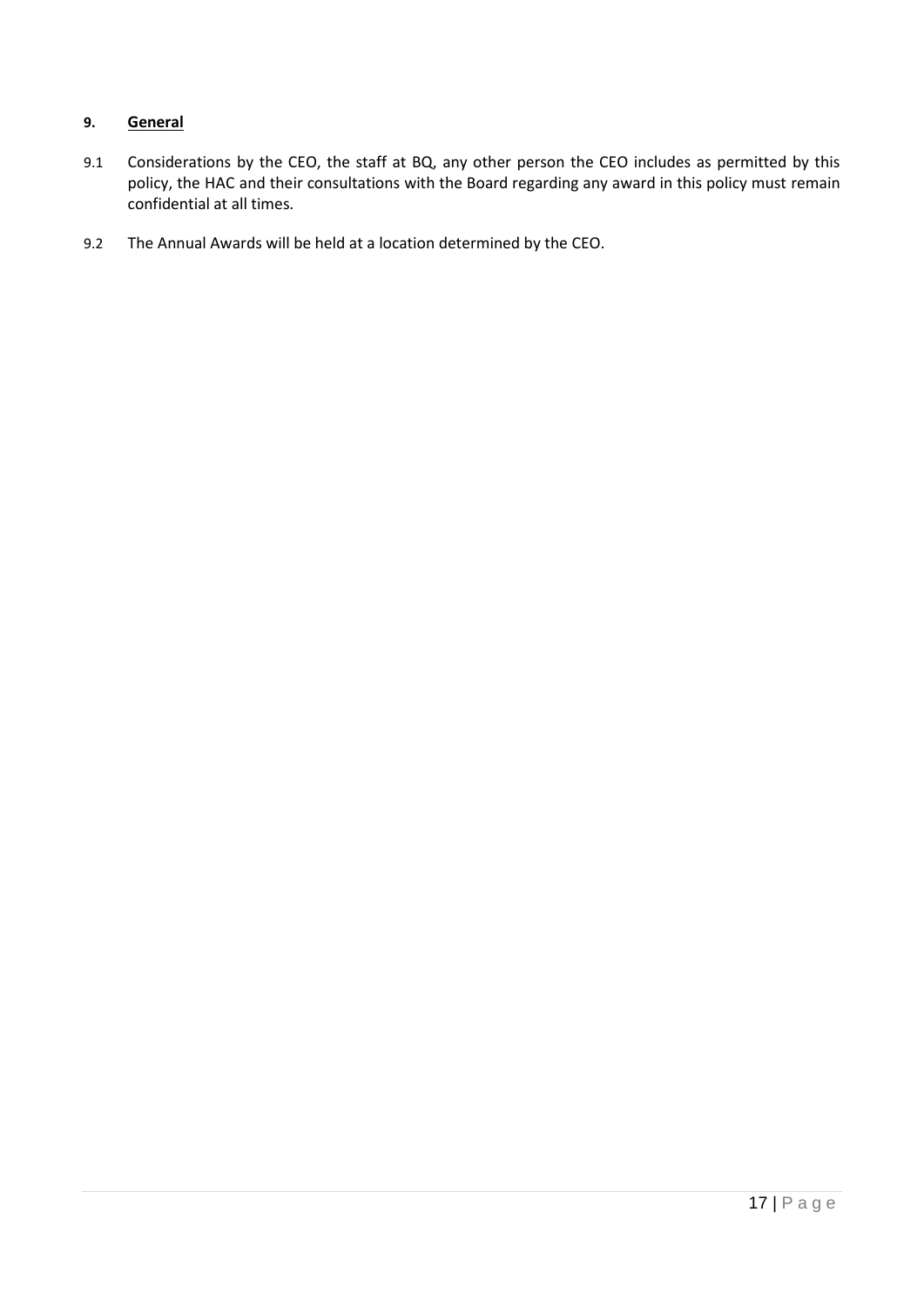## 9. General

9.1 Considerations by the CEO, the staff at BQ, any other person the CEO includes as permitted by this policy, the HAC and their consultations with the Board regarding any award in this policy must remain confidential at all times.

9.2 The Annual Awards will be held at a location determined by the CEO.